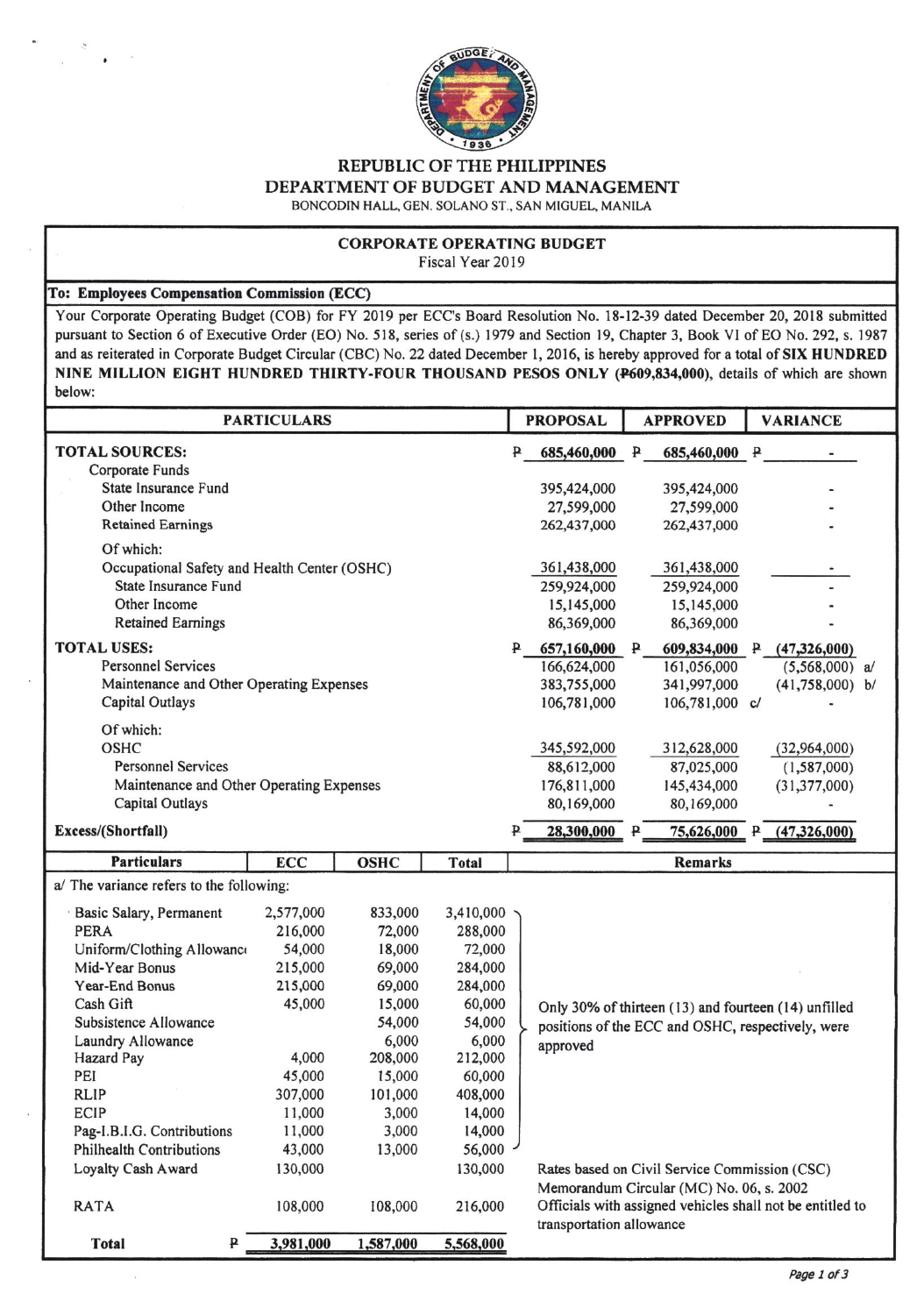REPUBLIC OF THE PHILIPPINES
DEPARTMENT OF BUDGET AND MANAGEMENT
BONCODIN HALL, GEN. SOLANO ST., SAN MIGUEL, MANILA

## CORPORATE OPERATING BUDGET
Fiscal Year 2019

**To: Employees Compensation Commission (ECC)**

Your Corporate Operating Budget (COB) for FY 2019 per ECC's Board Resolution No. 18-12-39 dated December 20, 2018 submitted pursuant to Section 6 of Executive Order (EO) No. 518, series of (s.) 1979 and Section 19, Chapter 3, Book VI of EO No. 292, s. 1987 and as reiterated in Corporate Budget Circular (CBC) No. 22 dated December 1, 2016, is hereby approved for a total of **SIX HUNDRED NINE MILLION EIGHT HUNDRED THIRTY-FOUR THOUSAND PESOS ONLY (₱609,834,000)**, details of which are shown below:

| PARTICULARS | PROPOSAL | APPROVED | VARIANCE |
|---|---|---|---|
| **TOTAL SOURCES:** | ₱ 685,460,000 | ₱ 685,460,000 | ₱ - |
| Corporate Funds | | | |
| State Insurance Fund | 395,424,000 | 395,424,000 | - |
| Other Income | 27,599,000 | 27,599,000 | - |
| Retained Earnings | 262,437,000 | 262,437,000 | - |
| Of which: | | | |
| Occupational Safety and Health Center (OSHC) | 361,438,000 | 361,438,000 | - |
| State Insurance Fund | 259,924,000 | 259,924,000 | - |
| Other Income | 15,145,000 | 15,145,000 | - |
| Retained Earnings | 86,369,000 | 86,369,000 | - |
| **TOTAL USES:** | ₱ 657,160,000 | ₱ 609,834,000 | ₱ (47,326,000) |
| Personnel Services | 166,624,000 | 161,056,000 | (5,568,000) a/ |
| Maintenance and Other Operating Expenses | 383,755,000 | 341,997,000 | (41,758,000) b/ |
| Capital Outlays | 106,781,000 | 106,781,000 c/ | - |
| Of which: | | | |
| OSHC | 345,592,000 | 312,628,000 | (32,964,000) |
| Personnel Services | 88,612,000 | 87,025,000 | (1,587,000) |
| Maintenance and Other Operating Expenses | 176,811,000 | 145,434,000 | (31,377,000) |
| Capital Outlays | 80,169,000 | 80,169,000 | - |
| **Excess/(Shortfall)** | ₱ 28,300,000 | ₱ 75,626,000 | ₱ (47,326,000) |

| Particulars | ECC | OSHC | Total | Remarks |
|---|---|---|---|---|
| a/ The variance refers to the following: | | | | |
| Basic Salary, Permanent | 2,577,000 | 833,000 | 3,410,000 | Only 30% of thirteen (13) and fourteen (14) unfilled positions of the ECC and OSHC, respectively, were approved |
| PERA | 216,000 | 72,000 | 288,000 | |
| Uniform/Clothing Allowance | 54,000 | 18,000 | 72,000 | |
| Mid-Year Bonus | 215,000 | 69,000 | 284,000 | |
| Year-End Bonus | 215,000 | 69,000 | 284,000 | |
| Cash Gift | 45,000 | 15,000 | 60,000 | |
| Subsistence Allowance | | 54,000 | 54,000 | |
| Laundry Allowance | | 6,000 | 6,000 | |
| Hazard Pay | 4,000 | 208,000 | 212,000 | |
| PEI | 45,000 | 15,000 | 60,000 | |
| RLIP | 307,000 | 101,000 | 408,000 | |
| ECIP | 11,000 | 3,000 | 14,000 | |
| Pag-I.B.I.G. Contributions | 11,000 | 3,000 | 14,000 | |
| Philhealth Contributions | 43,000 | 13,000 | 56,000 | |
| Loyalty Cash Award | 130,000 | | 130,000 | Rates based on Civil Service Commission (CSC) Memorandum Circular (MC) No. 06, s. 2002 |
| RATA | 108,000 | 108,000 | 216,000 | Officials with assigned vehicles shall not be entitled to transportation allowance |
| **Total** | ₱ 3,981,000 | 1,587,000 | 5,568,000 | |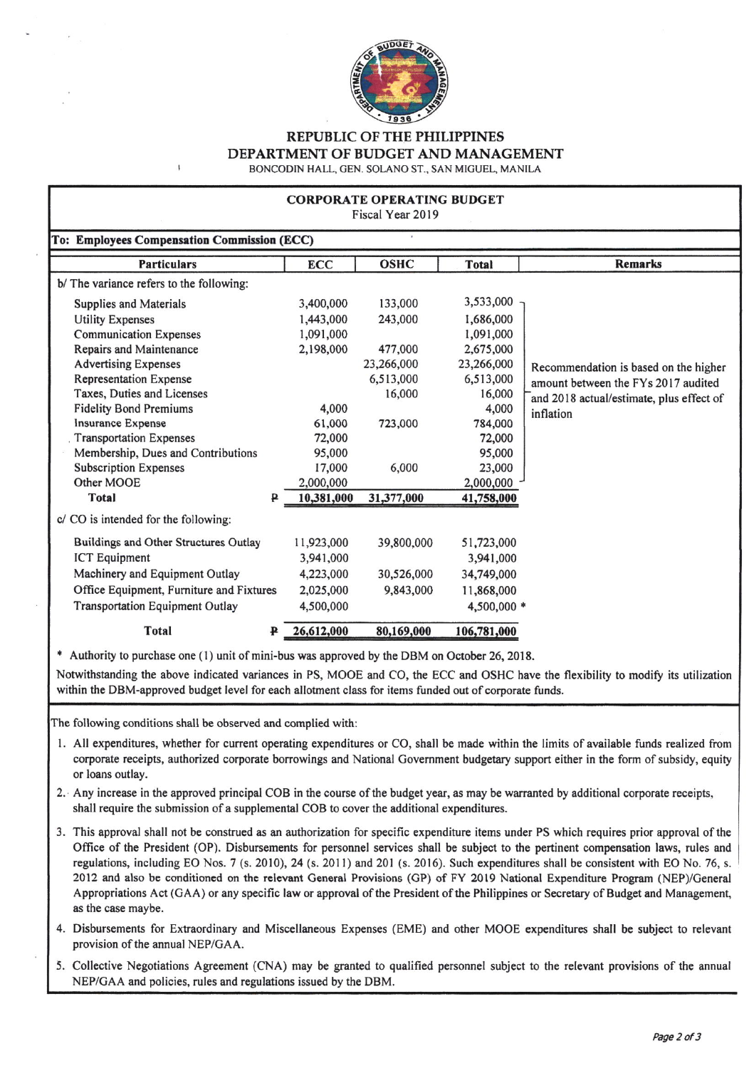REPUBLIC OF THE PHILIPPINES

DEPARTMENT OF BUDGET AND MANAGEMENT

BONCODIN HALL, GEN. SOLANO ST., SAN MIGUEL, MANILA

## CORPORATE OPERATING BUDGET

Fiscal Year 2019

**To: Employees Compensation Commission (ECC)**

| Particulars | ECC | OSHC | Total | Remarks |
|---|---|---|---|---|
| b/ The variance refers to the following: | | | | |
| Supplies and Materials | 3,400,000 | 133,000 | 3,533,000 | Recommendation is based on the higher amount between the FYs 2017 audited and 2018 actual/estimate, plus effect of inflation |
| Utility Expenses | 1,443,000 | 243,000 | 1,686,000 | |
| Communication Expenses | 1,091,000 | | 1,091,000 | |
| Repairs and Maintenance | 2,198,000 | 477,000 | 2,675,000 | |
| Advertising Expenses | | 23,266,000 | 23,266,000 | |
| Representation Expense | | 6,513,000 | 6,513,000 | |
| Taxes, Duties and Licenses | | 16,000 | 16,000 | |
| Fidelity Bond Premiums | 4,000 | | 4,000 | |
| Insurance Expense | 61,000 | 723,000 | 784,000 | |
| Transportation Expenses | 72,000 | | 72,000 | |
| Membership, Dues and Contributions | 95,000 | | 95,000 | |
| Subscription Expenses | 17,000 | 6,000 | 23,000 | |
| Other MOOE | 2,000,000 | | 2,000,000 | |
| **Total** ₱ | **10,381,000** | **31,377,000** | **41,758,000** | |
| c/ CO is intended for the following: | | | | |
| Buildings and Other Structures Outlay | 11,923,000 | 39,800,000 | 51,723,000 | |
| ICT Equipment | 3,941,000 | | 3,941,000 | |
| Machinery and Equipment Outlay | 4,223,000 | 30,526,000 | 34,749,000 | |
| Office Equipment, Furniture and Fixtures | 2,025,000 | 9,843,000 | 11,868,000 | |
| Transportation Equipment Outlay | 4,500,000 | | 4,500,000 * | |
| **Total** ₱ | **26,612,000** | **80,169,000** | **106,781,000** | |

\* Authority to purchase one (1) unit of mini-bus was approved by the DBM on October 26, 2018.

Notwithstanding the above indicated variances in PS, MOOE and CO, the ECC and OSHC have the flexibility to modify its utilization within the DBM-approved budget level for each allotment class for items funded out of corporate funds.

The following conditions shall be observed and complied with:

1. All expenditures, whether for current operating expenditures or CO, shall be made within the limits of available funds realized from corporate receipts, authorized corporate borrowings and National Government budgetary support either in the form of subsidy, equity or loans outlay.
2. Any increase in the approved principal COB in the course of the budget year, as may be warranted by additional corporate receipts, shall require the submission of a supplemental COB to cover the additional expenditures.
3. This approval shall not be construed as an authorization for specific expenditure items under PS which requires prior approval of the Office of the President (OP). Disbursements for personnel services shall be subject to the pertinent compensation laws, rules and regulations, including EO Nos. 7 (s. 2010), 24 (s. 2011) and 201 (s. 2016). Such expenditures shall be consistent with EO No. 76, s. 2012 and also be conditioned on the relevant General Provisions (GP) of FY 2019 National Expenditure Program (NEP)/General Appropriations Act (GAA) or any specific law or approval of the President of the Philippines or Secretary of Budget and Management, as the case maybe.
4. Disbursements for Extraordinary and Miscellaneous Expenses (EME) and other MOOE expenditures shall be subject to relevant provision of the annual NEP/GAA.
5. Collective Negotiations Agreement (CNA) may be granted to qualified personnel subject to the relevant provisions of the annual NEP/GAA and policies, rules and regulations issued by the DBM.